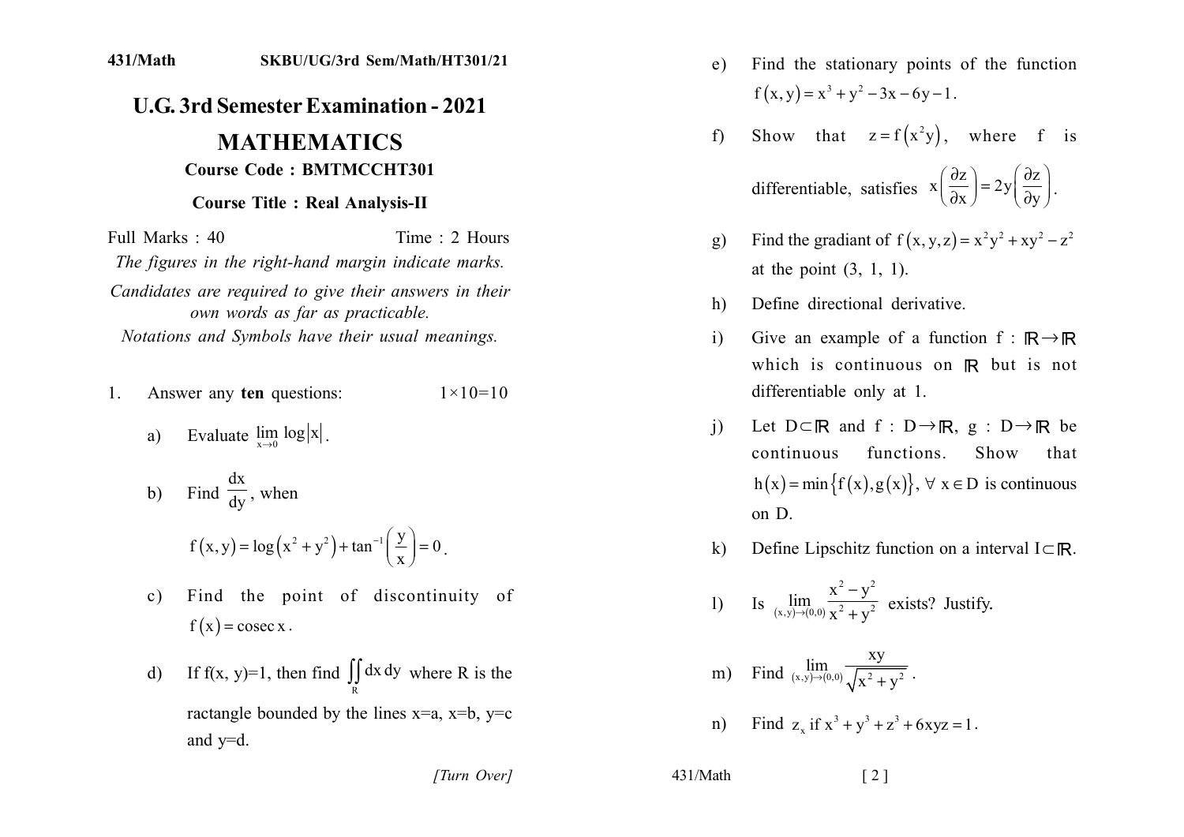431/Math SKBU/UG/3rd Sem/Math/HT301/21

# U.G. 3rd Semester Examination - 2021

## MATHEMATICS

**Course Code : BMTMCCHT301**

**Course Title : Real Analysis-II**

Full Marks : 40 Time : 2 Hours

*The figures in the right-hand margin indicate marks.*

*Candidates are required to give their answers in their own words as far as practicable.*

*Notations and Symbols have their usual meanings.*

1. Answer any **ten** questions: $1\times10=10$

   a) Evaluate $\lim_{x\to0}\log|x|$.

   b) Find $\frac{dx}{dy}$, when

   $$f(x,y)=\log(x^2+y^2)+\tan^{-1}\left(\frac{y}{x}\right)=0.$$

   c) Find the point of discontinuity of $f(x)=\operatorname{cosec} x$.

   d) If f(x, y)=1, then find $\iint_R dx\,dy$ where R is the ractangle bounded by the lines x=a, x=b, y=c and y=d.

   e) Find the stationary points of the function $f(x,y)=x^3+y^2-3x-6y-1$.

   f) Show that $z=f(x^2y)$, where f is differentiable, satisfies $x\left(\frac{\partial z}{\partial x}\right)=2y\left(\frac{\partial z}{\partial y}\right)$.

   g) Find the gradiant of $f(x,y,z)=x^2y^2+xy^2-z^2$ at the point (3, 1, 1).

   h) Define directional derivative.

   i) Give an example of a function $f:\mathbb{R}\to\mathbb{R}$ which is continuous on $\mathbb{R}$ but is not differentiable only at 1.

   j) Let $D\subset\mathbb{R}$ and $f:D\to\mathbb{R}$, $g:D\to\mathbb{R}$ be continuous functions. Show that $h(x)=\min\{f(x),g(x)\},\ \forall\ x\in D$ is continuous on D.

   k) Define Lipschitz function on a interval $I\subset\mathbb{R}$.

   l) Is $\lim_{(x,y)\to(0,0)}\frac{x^2-y^2}{x^2+y^2}$ exists? Justify.

   m) Find $\lim_{(x,y)\to(0,0)}\frac{xy}{\sqrt{x^2+y^2}}$.

   n) Find $z_x$ if $x^3+y^3+z^3+6xyz=1$.

*[Turn Over]*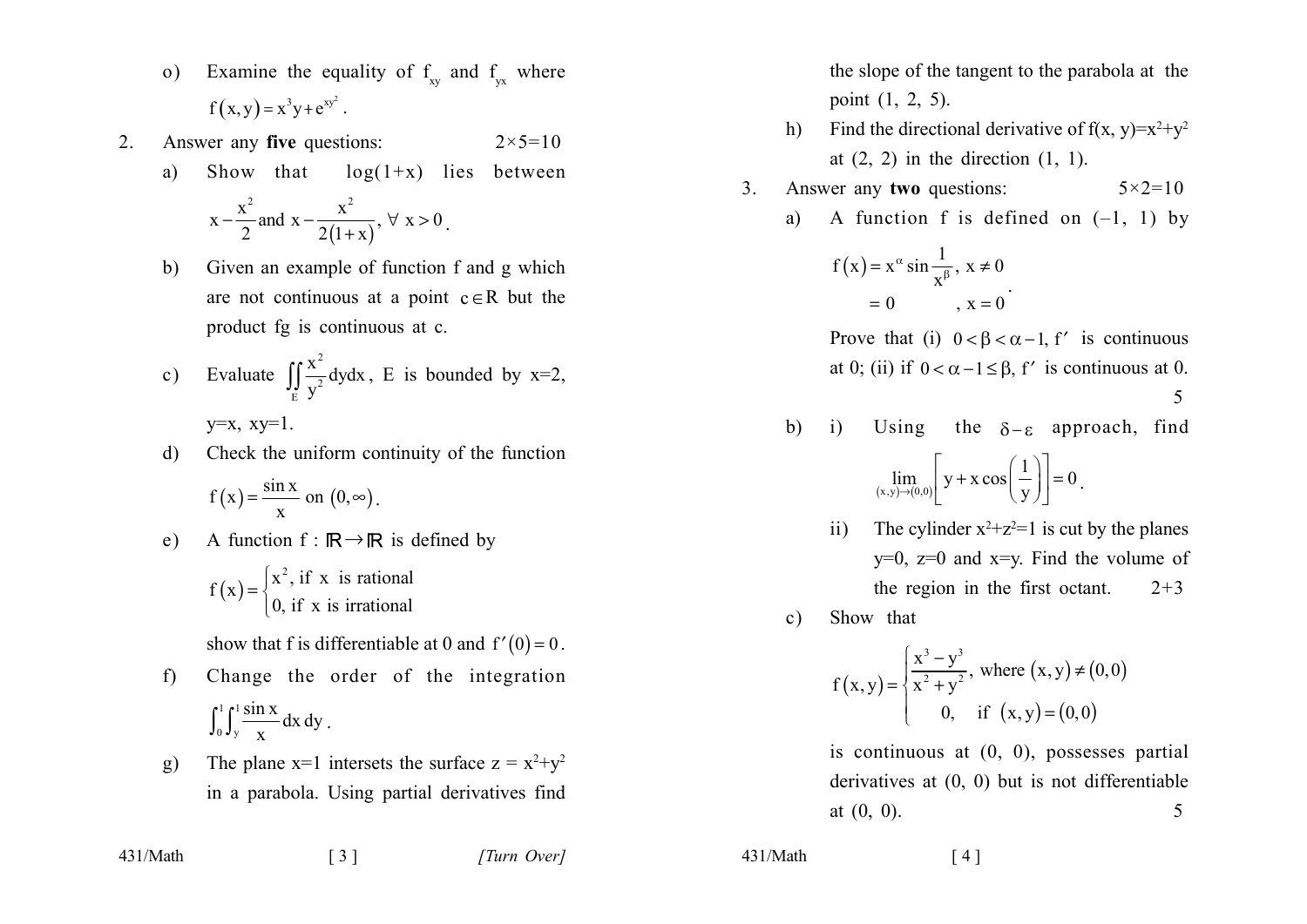o) Examine the equality of $f_{xy}$ and $f_{yx}$ where $f(x,y) = x^3 y + e^{xy^2}$.

2. Answer any **five** questions: 2×5=10

a) Show that $\log(1+x)$ lies between $x - \frac{x^2}{2}$ and $x - \frac{x^2}{2(1+x)}$, $\forall\ x > 0$.

b) Given an example of function f and g which are not continuous at a point $c \in \mathbb{R}$ but the product fg is continuous at c.

c) Evaluate $\iint_E \frac{x^2}{y^2} dydx$, E is bounded by x=2, y=x, xy=1.

d) Check the uniform continuity of the function $f(x) = \frac{\sin x}{x}$ on $(0, \infty)$.

e) A function $f : \mathbb{R} \to \mathbb{R}$ is defined by

$$f(x) = \begin{cases} x^2, \text{ if } x \text{ is rational} \\ 0, \text{ if } x \text{ is irrational} \end{cases}$$

show that f is differentiable at 0 and $f'(0) = 0$.

f) Change the order of the integration $\int_0^1 \int_y^1 \frac{\sin x}{x} dx\, dy$.

g) The plane x=1 intersets the surface $z = x^2+y^2$ in a parabola. Using partial derivatives find the slope of the tangent to the parabola at the point (1, 2, 5).

h) Find the directional derivative of $f(x, y)=x^2+y^2$ at (2, 2) in the direction (1, 1).

3. Answer any **two** questions: 5×2=10

a) A function f is defined on (–1, 1) by

$$f(x) = x^{\alpha} \sin \frac{1}{x^{\beta}}, \ x \neq 0$$
$$= 0 \qquad , \ x = 0$$

Prove that (i) $0 < \beta < \alpha - 1$, $f'$ is continuous at 0; (ii) if $0 < \alpha - 1 \leq \beta$, $f'$ is continuous at 0. 5

b) i) Using the $\delta - \varepsilon$ approach, find

$$\lim_{(x,y)\to(0,0)} \left[ y + x\cos\left(\frac{1}{y}\right) \right] = 0.$$

ii) The cylinder $x^2+z^2=1$ is cut by the planes y=0, z=0 and x=y. Find the volume of the region in the first octant. 2+3

c) Show that

$$f(x,y) = \begin{cases} \frac{x^3 - y^3}{x^2 + y^2}, \text{ where } (x,y) \neq (0,0) \\ 0, \quad \text{if } (x,y) = (0,0) \end{cases}$$

is continuous at (0, 0), possesses partial derivatives at (0, 0) but is not differentiable at (0, 0). 5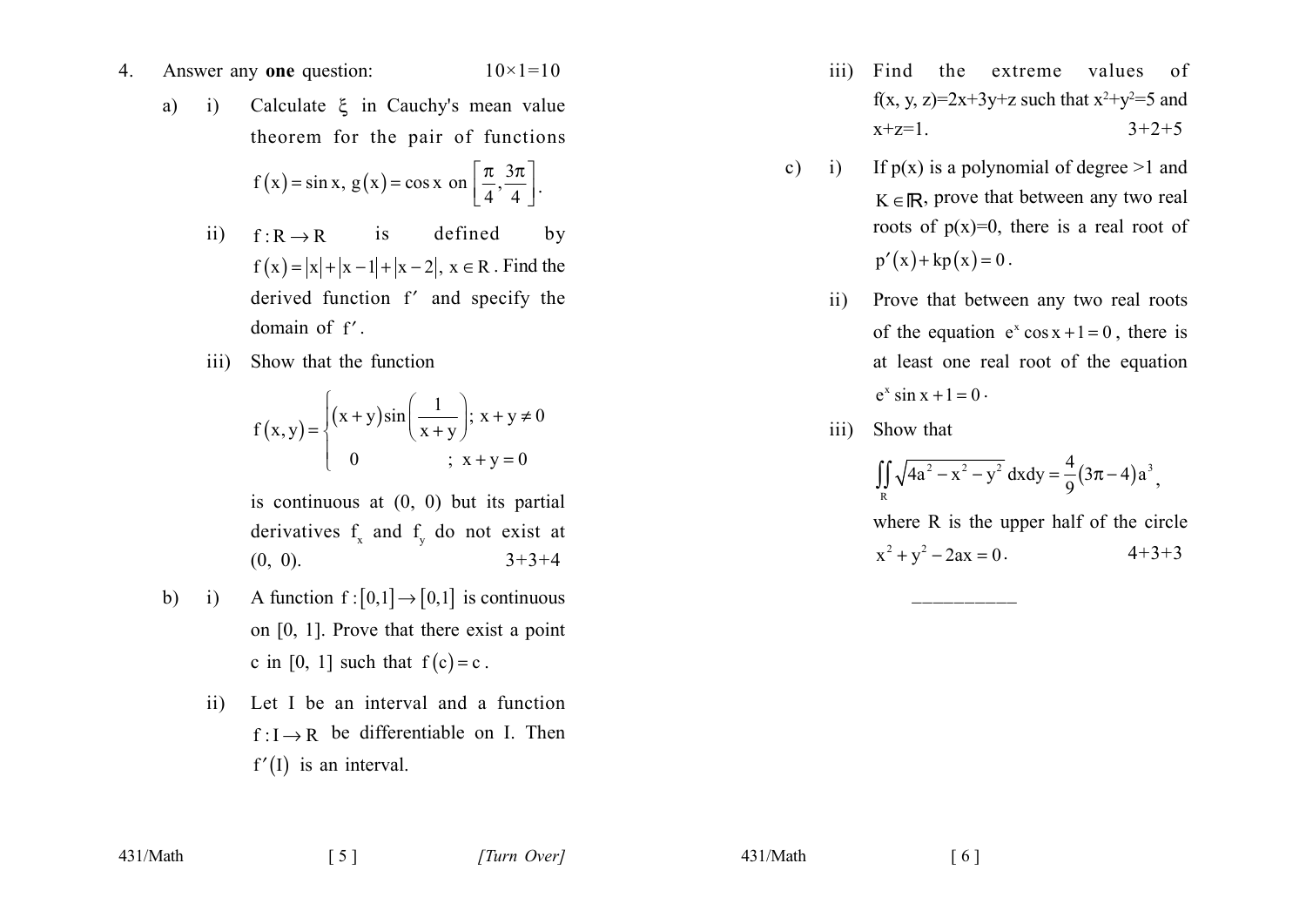4. Answer any **one** question: $10\times1=10$

a) i) Calculate $\xi$ in Cauchy's mean value theorem for the pair of functions $f(x)=\sin x,\ g(x)=\cos x$ on $\left[\frac{\pi}{4},\frac{3\pi}{4}\right]$.

ii) $f:R\to R$ is defined by $f(x)=|x|+|x-1|+|x-2|,\ x\in R$. Find the derived function $f'$ and specify the domain of $f'$.

iii) Show that the function

$$f(x,y)=\begin{cases}(x+y)\sin\left(\dfrac{1}{x+y}\right); & x+y\neq 0\\ 0 & ;\ x+y=0\end{cases}$$

is continuous at (0, 0) but its partial derivatives $f_x$ and $f_y$ do not exist at (0, 0). 3+3+4

b) i) A function $f:[0,1]\to[0,1]$ is continuous on [0, 1]. Prove that there exist a point c in [0, 1] such that $f(c)=c$.

ii) Let I be an interval and a function $f:I\to R$ be differentiable on I. Then $f'(I)$ is an interval.

iii) Find the extreme values of $f(x, y, z)=2x+3y+z$ such that $x^2+y^2=5$ and $x+z=1$. 3+2+5

c) i) If p(x) is a polynomial of degree >1 and $K\in\mathbb{R}$, prove that between any two real roots of p(x)=0, there is a real root of $p'(x)+kp(x)=0$.

ii) Prove that between any two real roots of the equation $e^x\cos x+1=0$, there is at least one real root of the equation $e^x\sin x+1=0$.

iii) Show that

$$\iint_R \sqrt{4a^2-x^2-y^2}\,dxdy=\frac{4}{9}(3\pi-4)a^3,$$

where R is the upper half of the circle $x^2+y^2-2ax=0$. 4+3+3